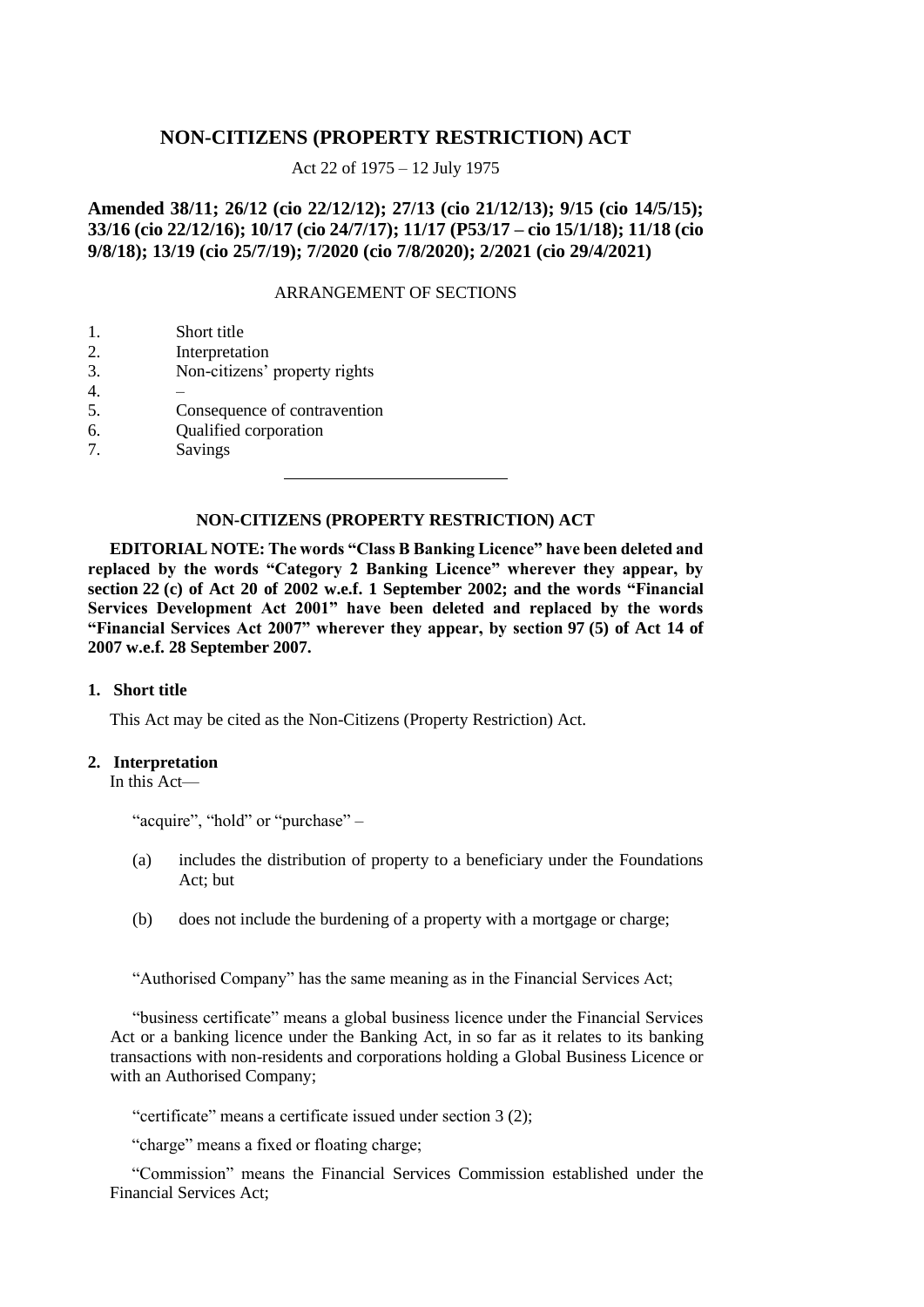# NON-CITIZENS (PROPERTY RESTRICTION) ACT

Act 22 of 1975 – 12 July 1975

**Amended 38/11; 26/12 (cio 22/12/12); 27/13 (cio 21/12/13); 9/15 (cio 14/5/15); 33/16 (cio 22/12/16); 10/17 (cio 24/7/17); 11/17 (P53/17 – cio 15/1/18); 11/18 (cio 9/8/18); 13/19 (cio 25/7/19); 7/2020 (cio 7/8/2020); 2/2021 (cio 29/4/2021)**

ARRANGEMENT OF SECTIONS

1. Short title
2. Interpretation
3. Non-citizens' property rights
4. –
5. Consequence of contravention
6. Qualified corporation
7. Savings

---

## NON-CITIZENS (PROPERTY RESTRICTION) ACT

**EDITORIAL NOTE: The words "Class B Banking Licence" have been deleted and replaced by the words "Category 2 Banking Licence" wherever they appear, by section 22 (c) of Act 20 of 2002 w.e.f. 1 September 2002; and the words "Financial Services Development Act 2001" have been deleted and replaced by the words "Financial Services Act 2007" wherever they appear, by section 97 (5) of Act 14 of 2007 w.e.f. 28 September 2007.**

### 1. Short title

This Act may be cited as the Non-Citizens (Property Restriction) Act.

### 2. Interpretation

In this Act—

"acquire", "hold" or "purchase" –

(a) includes the distribution of property to a beneficiary under the Foundations Act; but

(b) does not include the burdening of a property with a mortgage or charge;

"Authorised Company" has the same meaning as in the Financial Services Act;

"business certificate" means a global business licence under the Financial Services Act or a banking licence under the Banking Act, in so far as it relates to its banking transactions with non-residents and corporations holding a Global Business Licence or with an Authorised Company;

"certificate" means a certificate issued under section 3 (2);

"charge" means a fixed or floating charge;

"Commission" means the Financial Services Commission established under the Financial Services Act;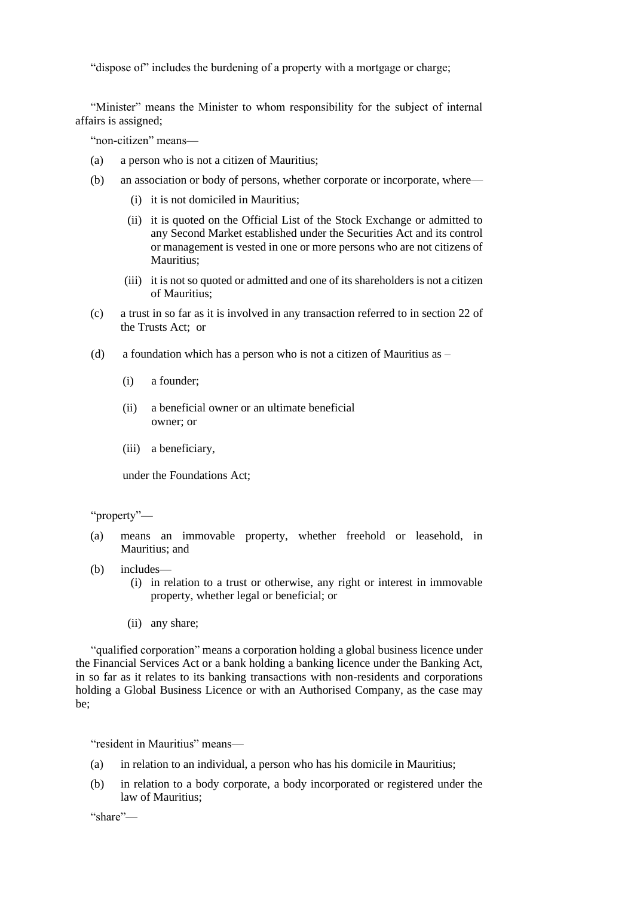"dispose of" includes the burdening of a property with a mortgage or charge;

"Minister" means the Minister to whom responsibility for the subject of internal affairs is assigned;

"non-citizen" means—

(a) a person who is not a citizen of Mauritius;

(b) an association or body of persons, whether corporate or incorporate, where—

  (i) it is not domiciled in Mauritius;

  (ii) it is quoted on the Official List of the Stock Exchange or admitted to any Second Market established under the Securities Act and its control or management is vested in one or more persons who are not citizens of Mauritius;

  (iii) it is not so quoted or admitted and one of its shareholders is not a citizen of Mauritius;

(c) a trust in so far as it is involved in any transaction referred to in section 22 of the Trusts Act; or

(d) a foundation which has a person who is not a citizen of Mauritius as –

  (i) a founder;

  (ii) a beneficial owner or an ultimate beneficial owner; or

  (iii) a beneficiary,

  under the Foundations Act;

"property"—

(a) means an immovable property, whether freehold or leasehold, in Mauritius; and

(b) includes—

  (i) in relation to a trust or otherwise, any right or interest in immovable property, whether legal or beneficial; or

  (ii) any share;

"qualified corporation" means a corporation holding a global business licence under the Financial Services Act or a bank holding a banking licence under the Banking Act, in so far as it relates to its banking transactions with non-residents and corporations holding a Global Business Licence or with an Authorised Company, as the case may be;

"resident in Mauritius" means—

(a) in relation to an individual, a person who has his domicile in Mauritius;

(b) in relation to a body corporate, a body incorporated or registered under the law of Mauritius;

"share"—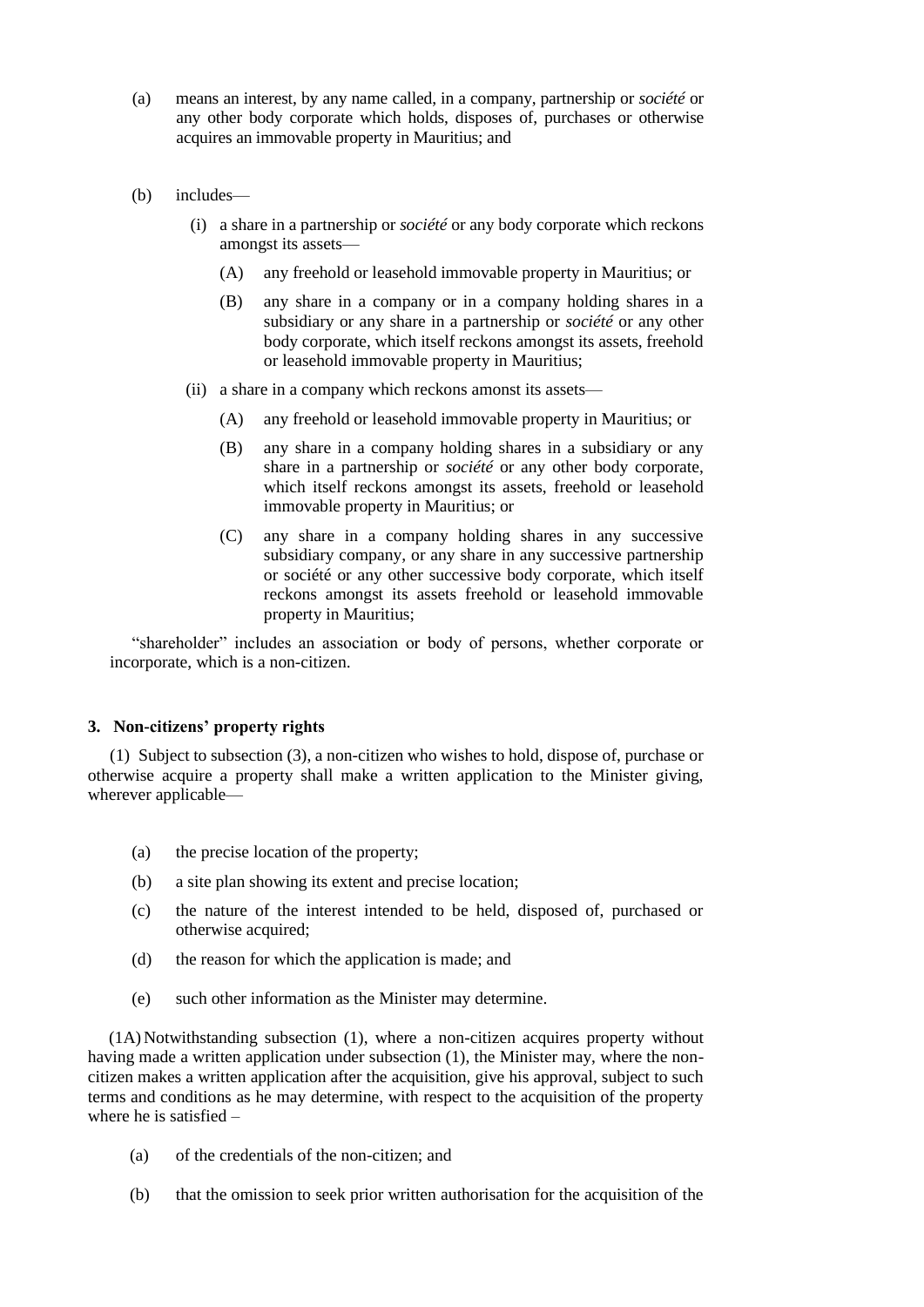(a) means an interest, by any name called, in a company, partnership or *société* or any other body corporate which holds, disposes of, purchases or otherwise acquires an immovable property in Mauritius; and

(b) includes—

  (i) a share in a partnership or *société* or any body corporate which reckons amongst its assets—

    (A) any freehold or leasehold immovable property in Mauritius; or

    (B) any share in a company or in a company holding shares in a subsidiary or any share in a partnership or *société* or any other body corporate, which itself reckons amongst its assets, freehold or leasehold immovable property in Mauritius;

  (ii) a share in a company which reckons amonst its assets—

    (A) any freehold or leasehold immovable property in Mauritius; or

    (B) any share in a company holding shares in a subsidiary or any share in a partnership or *société* or any other body corporate, which itself reckons amongst its assets, freehold or leasehold immovable property in Mauritius; or

    (C) any share in a company holding shares in any successive subsidiary company, or any share in any successive partnership or société or any other successive body corporate, which itself reckons amongst its assets freehold or leasehold immovable property in Mauritius;

"shareholder" includes an association or body of persons, whether corporate or incorporate, which is a non-citizen.

### 3. Non-citizens' property rights

(1) Subject to subsection (3), a non-citizen who wishes to hold, dispose of, purchase or otherwise acquire a property shall make a written application to the Minister giving, wherever applicable—

(a) the precise location of the property;

(b) a site plan showing its extent and precise location;

(c) the nature of the interest intended to be held, disposed of, purchased or otherwise acquired;

(d) the reason for which the application is made; and

(e) such other information as the Minister may determine.

(1A) Notwithstanding subsection (1), where a non-citizen acquires property without having made a written application under subsection (1), the Minister may, where the non-citizen makes a written application after the acquisition, give his approval, subject to such terms and conditions as he may determine, with respect to the acquisition of the property where he is satisfied –

(a) of the credentials of the non-citizen; and

(b) that the omission to seek prior written authorisation for the acquisition of the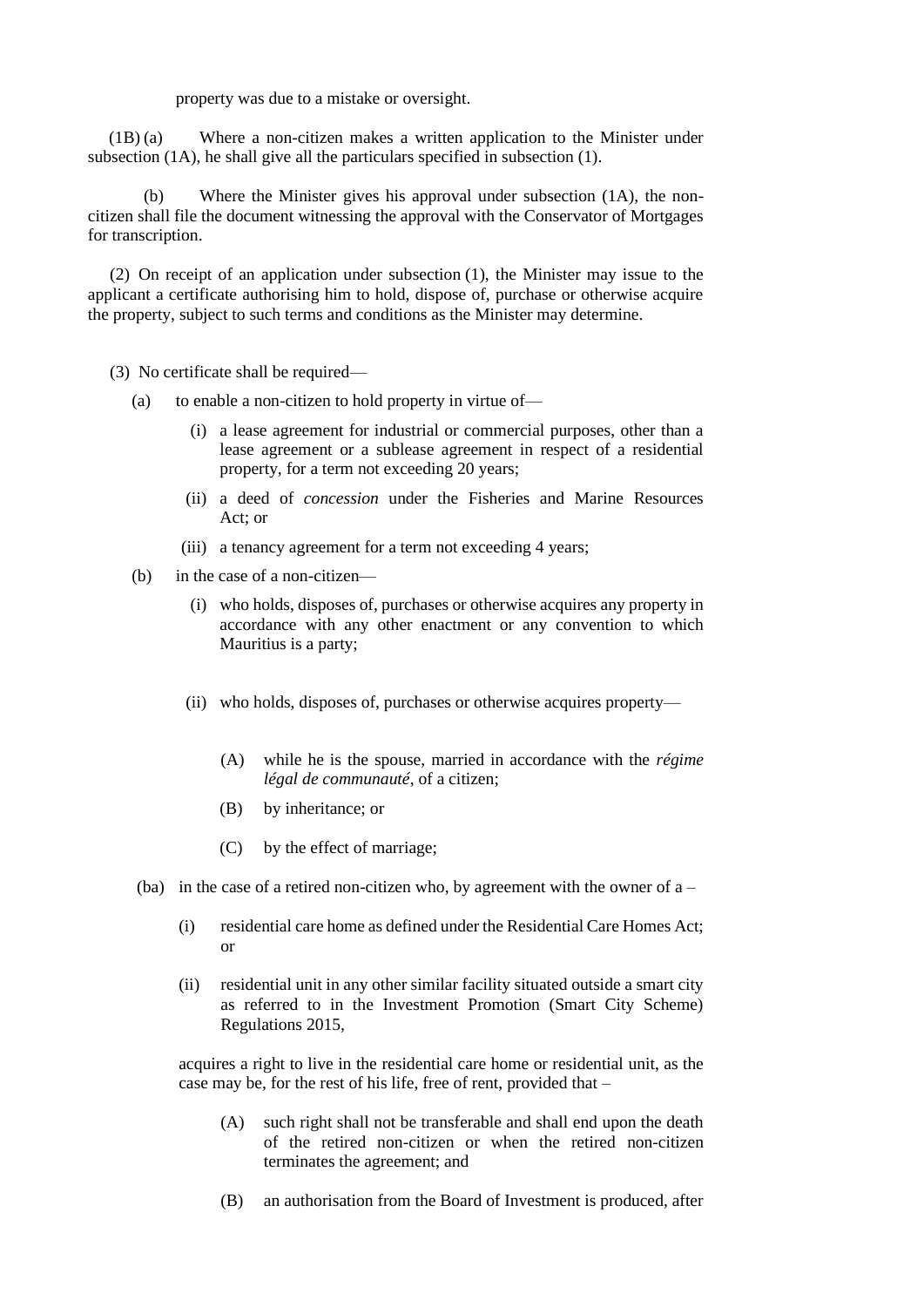property was due to a mistake or oversight.

(1B) (a) Where a non-citizen makes a written application to the Minister under subsection (1A), he shall give all the particulars specified in subsection (1).

(b) Where the Minister gives his approval under subsection (1A), the non-citizen shall file the document witnessing the approval with the Conservator of Mortgages for transcription.

(2) On receipt of an application under subsection (1), the Minister may issue to the applicant a certificate authorising him to hold, dispose of, purchase or otherwise acquire the property, subject to such terms and conditions as the Minister may determine.

(3) No certificate shall be required—

(a) to enable a non-citizen to hold property in virtue of—

(i) a lease agreement for industrial or commercial purposes, other than a lease agreement or a sublease agreement in respect of a residential property, for a term not exceeding 20 years;

(ii) a deed of *concession* under the Fisheries and Marine Resources Act; or

(iii) a tenancy agreement for a term not exceeding 4 years;

(b) in the case of a non-citizen—

(i) who holds, disposes of, purchases or otherwise acquires any property in accordance with any other enactment or any convention to which Mauritius is a party;

(ii) who holds, disposes of, purchases or otherwise acquires property—

(A) while he is the spouse, married in accordance with the *régime légal de communauté*, of a citizen;

(B) by inheritance; or

(C) by the effect of marriage;

(ba) in the case of a retired non-citizen who, by agreement with the owner of a –

(i) residential care home as defined under the Residential Care Homes Act; or

(ii) residential unit in any other similar facility situated outside a smart city as referred to in the Investment Promotion (Smart City Scheme) Regulations 2015,

acquires a right to live in the residential care home or residential unit, as the case may be, for the rest of his life, free of rent, provided that –

(A) such right shall not be transferable and shall end upon the death of the retired non-citizen or when the retired non-citizen terminates the agreement; and

(B) an authorisation from the Board of Investment is produced, after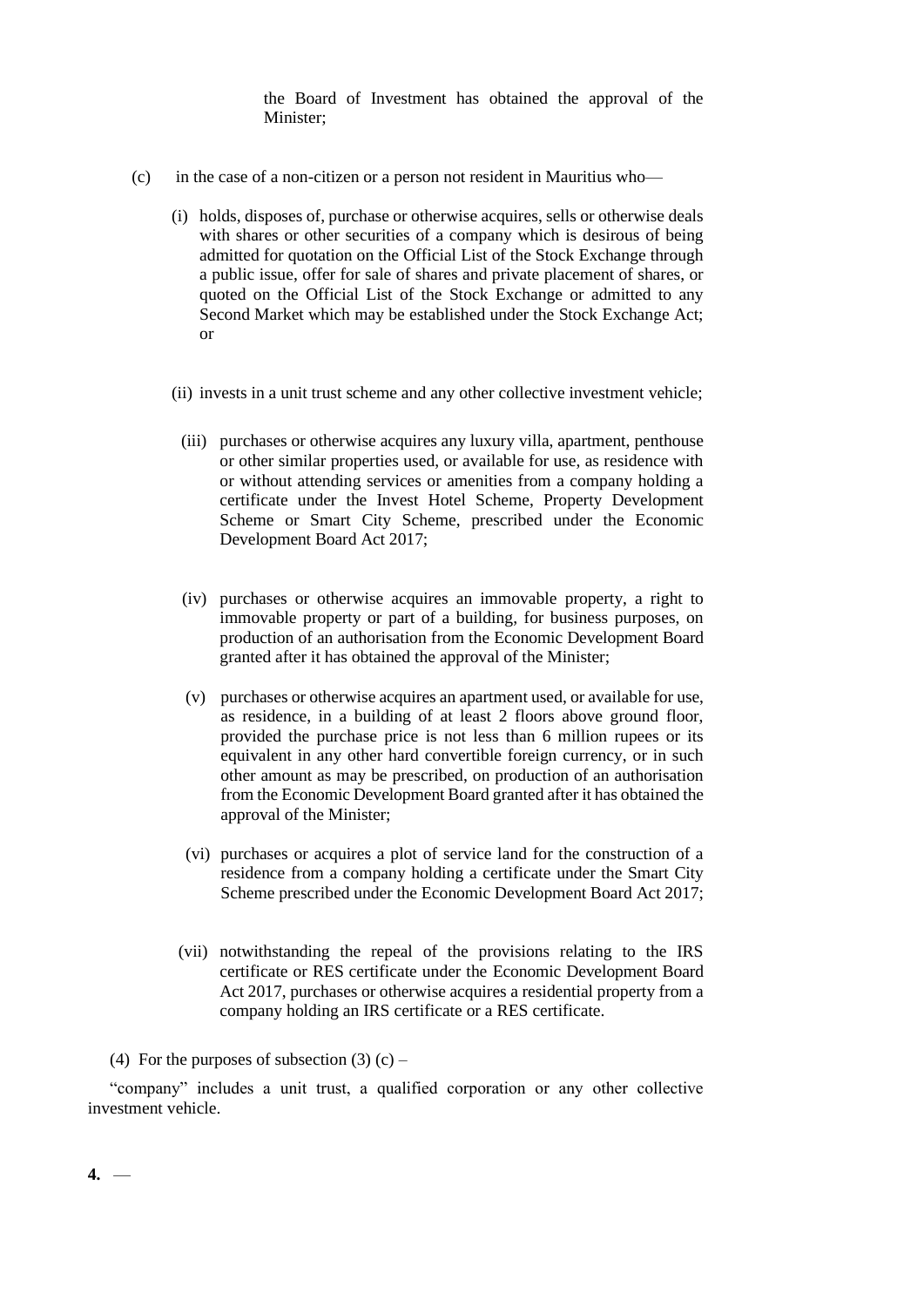the Board of Investment has obtained the approval of the Minister;

(c) in the case of a non-citizen or a person not resident in Mauritius who—

(i) holds, disposes of, purchase or otherwise acquires, sells or otherwise deals with shares or other securities of a company which is desirous of being admitted for quotation on the Official List of the Stock Exchange through a public issue, offer for sale of shares and private placement of shares, or quoted on the Official List of the Stock Exchange or admitted to any Second Market which may be established under the Stock Exchange Act; or

(ii) invests in a unit trust scheme and any other collective investment vehicle;

(iii) purchases or otherwise acquires any luxury villa, apartment, penthouse or other similar properties used, or available for use, as residence with or without attending services or amenities from a company holding a certificate under the Invest Hotel Scheme, Property Development Scheme or Smart City Scheme, prescribed under the Economic Development Board Act 2017;

(iv) purchases or otherwise acquires an immovable property, a right to immovable property or part of a building, for business purposes, on production of an authorisation from the Economic Development Board granted after it has obtained the approval of the Minister;

(v) purchases or otherwise acquires an apartment used, or available for use, as residence, in a building of at least 2 floors above ground floor, provided the purchase price is not less than 6 million rupees or its equivalent in any other hard convertible foreign currency, or in such other amount as may be prescribed, on production of an authorisation from the Economic Development Board granted after it has obtained the approval of the Minister;

(vi) purchases or acquires a plot of service land for the construction of a residence from a company holding a certificate under the Smart City Scheme prescribed under the Economic Development Board Act 2017;

(vii) notwithstanding the repeal of the provisions relating to the IRS certificate or RES certificate under the Economic Development Board Act 2017, purchases or otherwise acquires a residential property from a company holding an IRS certificate or a RES certificate.

(4) For the purposes of subsection (3) (c) –

"company" includes a unit trust, a qualified corporation or any other collective investment vehicle.

**4.** —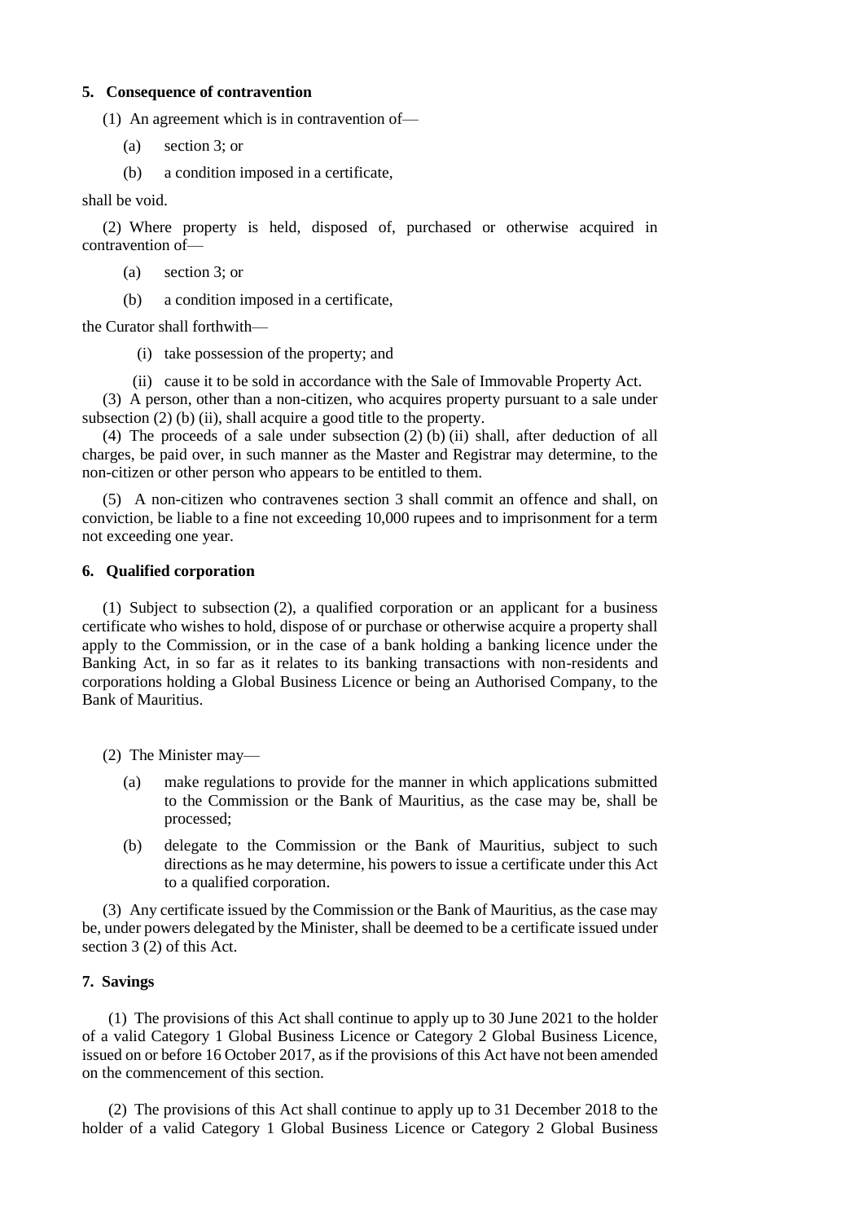**5. Consequence of contravention**

(1) An agreement which is in contravention of—

(a) section 3; or

(b) a condition imposed in a certificate,

shall be void.

(2) Where property is held, disposed of, purchased or otherwise acquired in contravention of—

(a) section 3; or

(b) a condition imposed in a certificate,

the Curator shall forthwith—

(i) take possession of the property; and

(ii) cause it to be sold in accordance with the Sale of Immovable Property Act.

(3) A person, other than a non-citizen, who acquires property pursuant to a sale under subsection (2) (b) (ii), shall acquire a good title to the property.

(4) The proceeds of a sale under subsection (2) (b) (ii) shall, after deduction of all charges, be paid over, in such manner as the Master and Registrar may determine, to the non-citizen or other person who appears to be entitled to them.

(5) A non-citizen who contravenes section 3 shall commit an offence and shall, on conviction, be liable to a fine not exceeding 10,000 rupees and to imprisonment for a term not exceeding one year.

**6. Qualified corporation**

(1) Subject to subsection (2), a qualified corporation or an applicant for a business certificate who wishes to hold, dispose of or purchase or otherwise acquire a property shall apply to the Commission, or in the case of a bank holding a banking licence under the Banking Act, in so far as it relates to its banking transactions with non-residents and corporations holding a Global Business Licence or being an Authorised Company, to the Bank of Mauritius.

(2) The Minister may—

(a) make regulations to provide for the manner in which applications submitted to the Commission or the Bank of Mauritius, as the case may be, shall be processed;

(b) delegate to the Commission or the Bank of Mauritius, subject to such directions as he may determine, his powers to issue a certificate under this Act to a qualified corporation.

(3) Any certificate issued by the Commission or the Bank of Mauritius, as the case may be, under powers delegated by the Minister, shall be deemed to be a certificate issued under section 3 (2) of this Act.

**7. Savings**

(1) The provisions of this Act shall continue to apply up to 30 June 2021 to the holder of a valid Category 1 Global Business Licence or Category 2 Global Business Licence, issued on or before 16 October 2017, as if the provisions of this Act have not been amended on the commencement of this section.

(2) The provisions of this Act shall continue to apply up to 31 December 2018 to the holder of a valid Category 1 Global Business Licence or Category 2 Global Business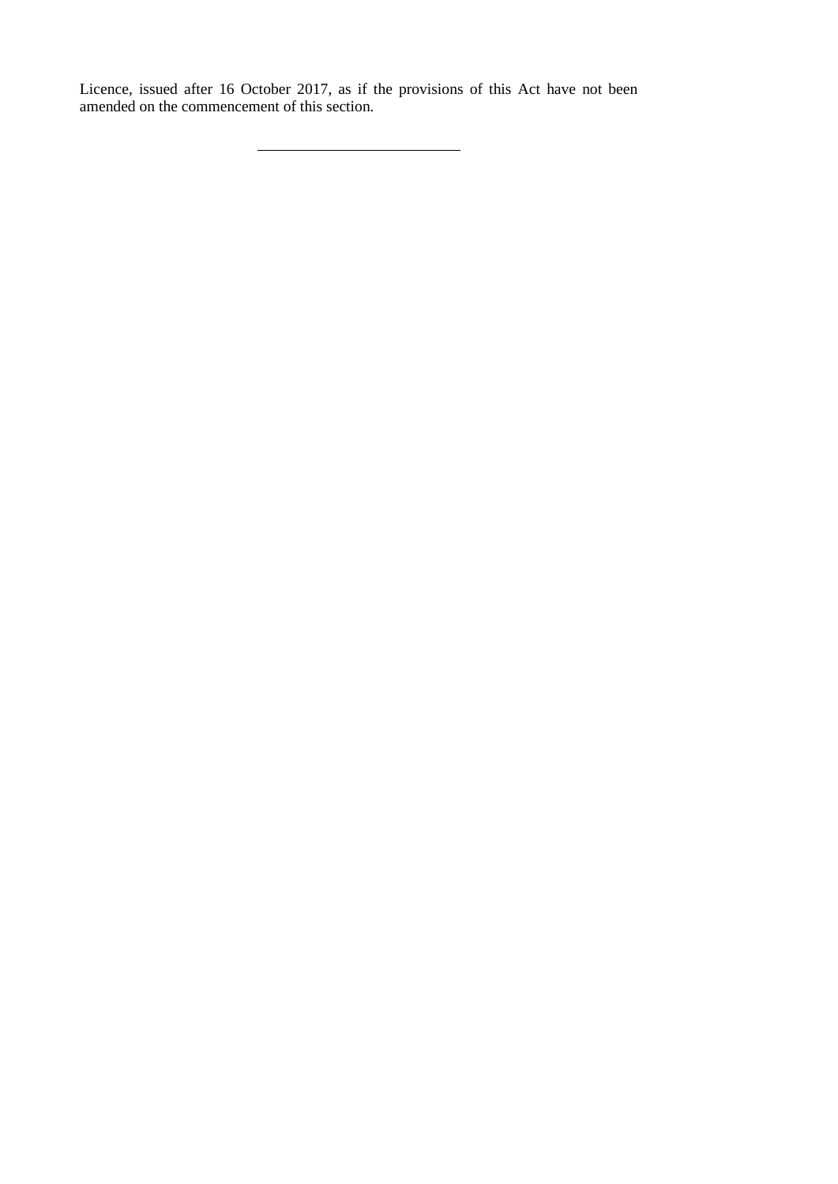Licence, issued after 16 October 2017, as if the provisions of this Act have not been amended on the commencement of this section.

---